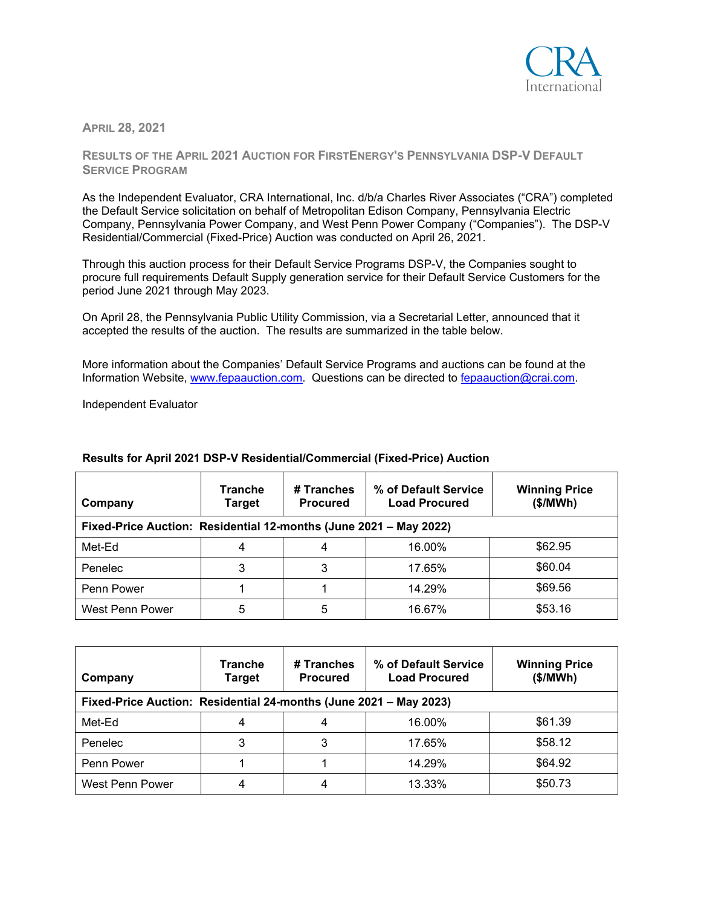CRA International

APRIL 28, 2021

## RESULTS OF THE APRIL 2021 AUCTION FOR FIRSTENERGY'S PENNSYLVANIA DSP-V DEFAULT SERVICE PROGRAM

As the Independent Evaluator, CRA International, Inc. d/b/a Charles River Associates ("CRA") completed the Default Service solicitation on behalf of Metropolitan Edison Company, Pennsylvania Electric Company, Pennsylvania Power Company, and West Penn Power Company ("Companies"). The DSP-V Residential/Commercial (Fixed-Price) Auction was conducted on April 26, 2021.

Through this auction process for their Default Service Programs DSP-V, the Companies sought to procure full requirements Default Supply generation service for their Default Service Customers for the period June 2021 through May 2023.

On April 28, the Pennsylvania Public Utility Commission, via a Secretarial Letter, announced that it accepted the results of the auction. The results are summarized in the table below.

More information about the Companies' Default Service Programs and auctions can be found at the Information Website, www.fepaauction.com. Questions can be directed to fepaauction@crai.com.

Independent Evaluator

**Results for April 2021 DSP-V Residential/Commercial (Fixed-Price) Auction**

| Company | Tranche Target | # Tranches Procured | % of Default Service Load Procured | Winning Price ($/MWh) |
|---|---|---|---|---|
| **Fixed-Price Auction: Residential 12-months (June 2021 – May 2022)** | | | | |
| Met-Ed | 4 | 4 | 16.00% | $62.95 |
| Penelec | 3 | 3 | 17.65% | $60.04 |
| Penn Power | 1 | 1 | 14.29% | $69.56 |
| West Penn Power | 5 | 5 | 16.67% | $53.16 |

| Company | Tranche Target | # Tranches Procured | % of Default Service Load Procured | Winning Price ($/MWh) |
|---|---|---|---|---|
| **Fixed-Price Auction: Residential 24-months (June 2021 – May 2023)** | | | | |
| Met-Ed | 4 | 4 | 16.00% | $61.39 |
| Penelec | 3 | 3 | 17.65% | $58.12 |
| Penn Power | 1 | 1 | 14.29% | $64.92 |
| West Penn Power | 4 | 4 | 13.33% | $50.73 |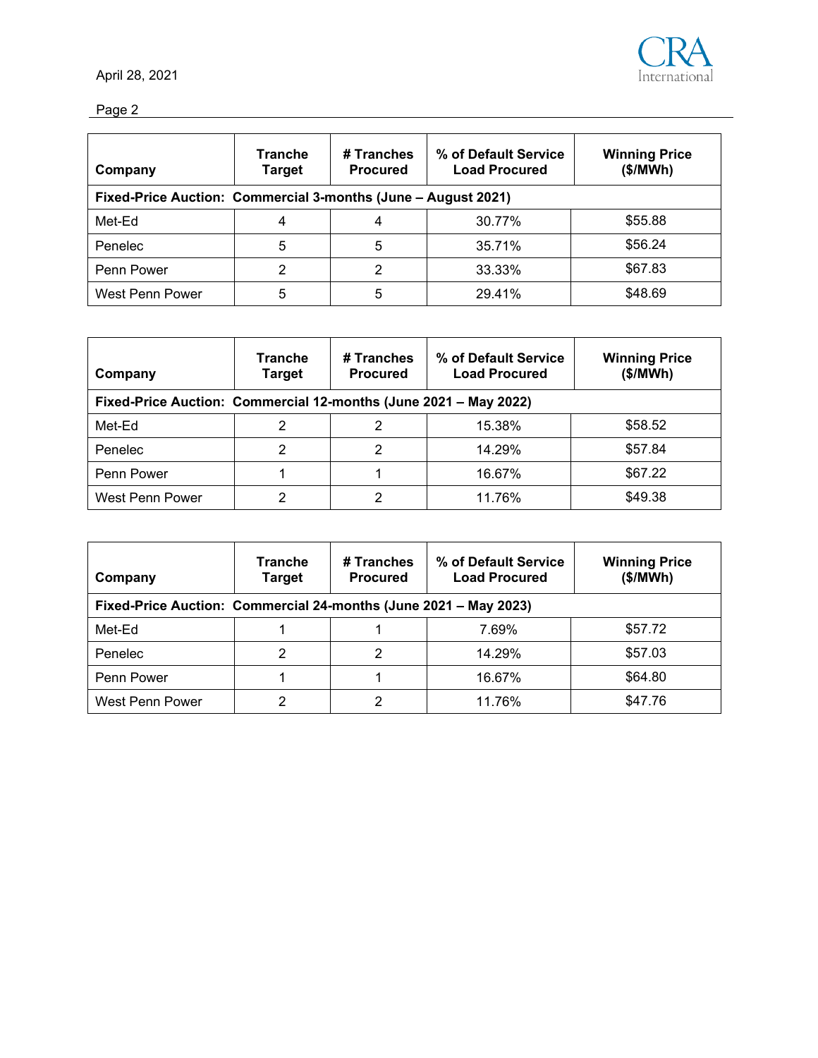| Company | Tranche Target | # Tranches Procured | % of Default Service Load Procured | Winning Price ($/MWh) |
|---|---|---|---|---|
| **Fixed-Price Auction: Commercial 3-months (June – August 2021)** | | | | |
| Met-Ed | 4 | 4 | 30.77% | $55.88 |
| Penelec | 5 | 5 | 35.71% | $56.24 |
| Penn Power | 2 | 2 | 33.33% | $67.83 |
| West Penn Power | 5 | 5 | 29.41% | $48.69 |

| Company | Tranche Target | # Tranches Procured | % of Default Service Load Procured | Winning Price ($/MWh) |
|---|---|---|---|---|
| **Fixed-Price Auction: Commercial 12-months (June 2021 – May 2022)** | | | | |
| Met-Ed | 2 | 2 | 15.38% | $58.52 |
| Penelec | 2 | 2 | 14.29% | $57.84 |
| Penn Power | 1 | 1 | 16.67% | $67.22 |
| West Penn Power | 2 | 2 | 11.76% | $49.38 |

| Company | Tranche Target | # Tranches Procured | % of Default Service Load Procured | Winning Price ($/MWh) |
|---|---|---|---|---|
| **Fixed-Price Auction: Commercial 24-months (June 2021 – May 2023)** | | | | |
| Met-Ed | 1 | 1 | 7.69% | $57.72 |
| Penelec | 2 | 2 | 14.29% | $57.03 |
| Penn Power | 1 | 1 | 16.67% | $64.80 |
| West Penn Power | 2 | 2 | 11.76% | $47.76 |